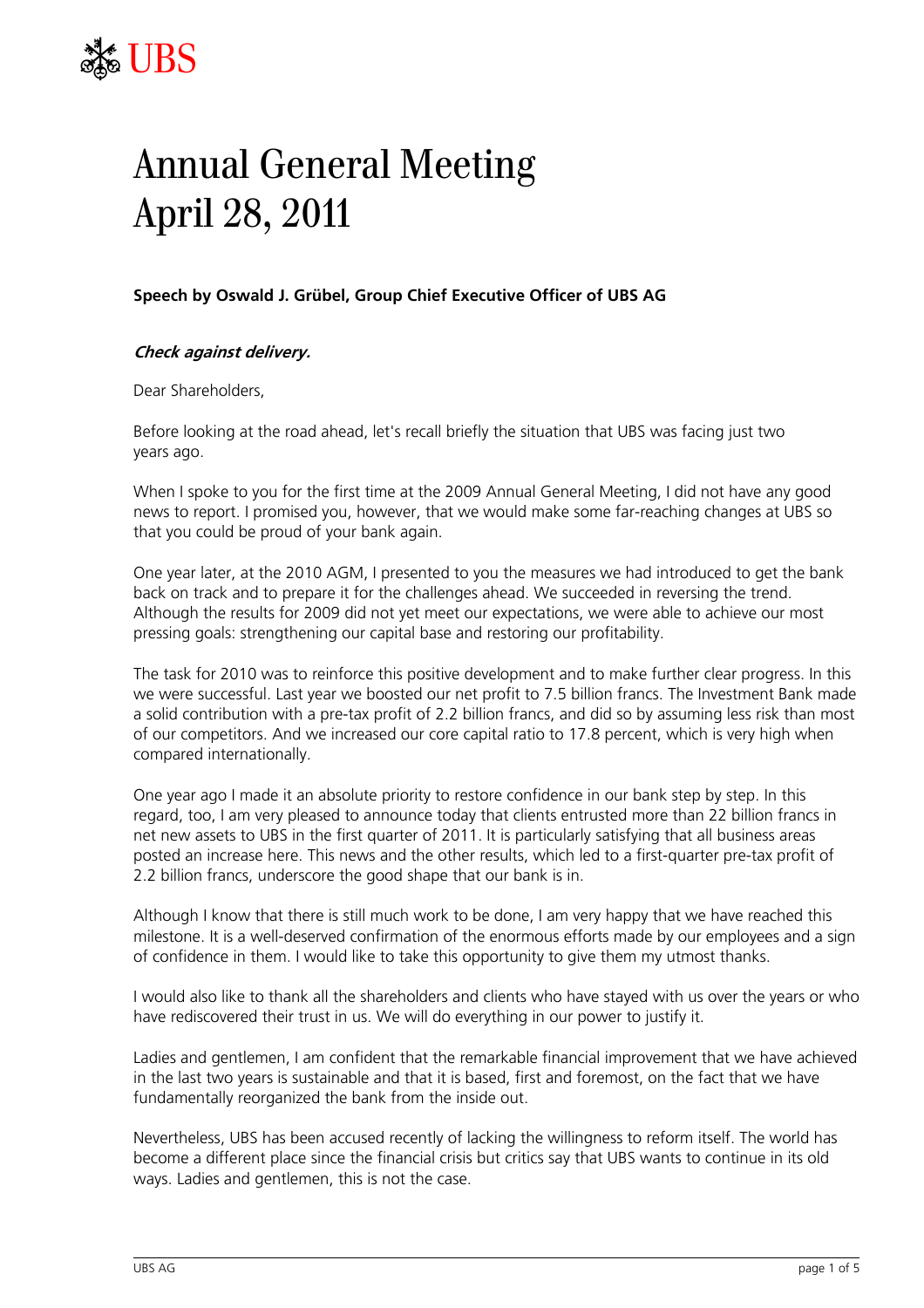# Annual General Meeting April 28, 2011

**Speech by Oswald J. Grübel, Group Chief Executive Officer of UBS AG**

***Check against delivery.***

Dear Shareholders,

Before looking at the road ahead, let's recall briefly the situation that UBS was facing just two years ago.

When I spoke to you for the first time at the 2009 Annual General Meeting, I did not have any good news to report. I promised you, however, that we would make some far-reaching changes at UBS so that you could be proud of your bank again.

One year later, at the 2010 AGM, I presented to you the measures we had introduced to get the bank back on track and to prepare it for the challenges ahead. We succeeded in reversing the trend. Although the results for 2009 did not yet meet our expectations, we were able to achieve our most pressing goals: strengthening our capital base and restoring our profitability.

The task for 2010 was to reinforce this positive development and to make further clear progress. In this we were successful. Last year we boosted our net profit to 7.5 billion francs. The Investment Bank made a solid contribution with a pre-tax profit of 2.2 billion francs, and did so by assuming less risk than most of our competitors. And we increased our core capital ratio to 17.8 percent, which is very high when compared internationally.

One year ago I made it an absolute priority to restore confidence in our bank step by step. In this regard, too, I am very pleased to announce today that clients entrusted more than 22 billion francs in net new assets to UBS in the first quarter of 2011. It is particularly satisfying that all business areas posted an increase here. This news and the other results, which led to a first-quarter pre-tax profit of 2.2 billion francs, underscore the good shape that our bank is in.

Although I know that there is still much work to be done, I am very happy that we have reached this milestone. It is a well-deserved confirmation of the enormous efforts made by our employees and a sign of confidence in them. I would like to take this opportunity to give them my utmost thanks.

I would also like to thank all the shareholders and clients who have stayed with us over the years or who have rediscovered their trust in us. We will do everything in our power to justify it.

Ladies and gentlemen, I am confident that the remarkable financial improvement that we have achieved in the last two years is sustainable and that it is based, first and foremost, on the fact that we have fundamentally reorganized the bank from the inside out.

Nevertheless, UBS has been accused recently of lacking the willingness to reform itself. The world has become a different place since the financial crisis but critics say that UBS wants to continue in its old ways. Ladies and gentlemen, this is not the case.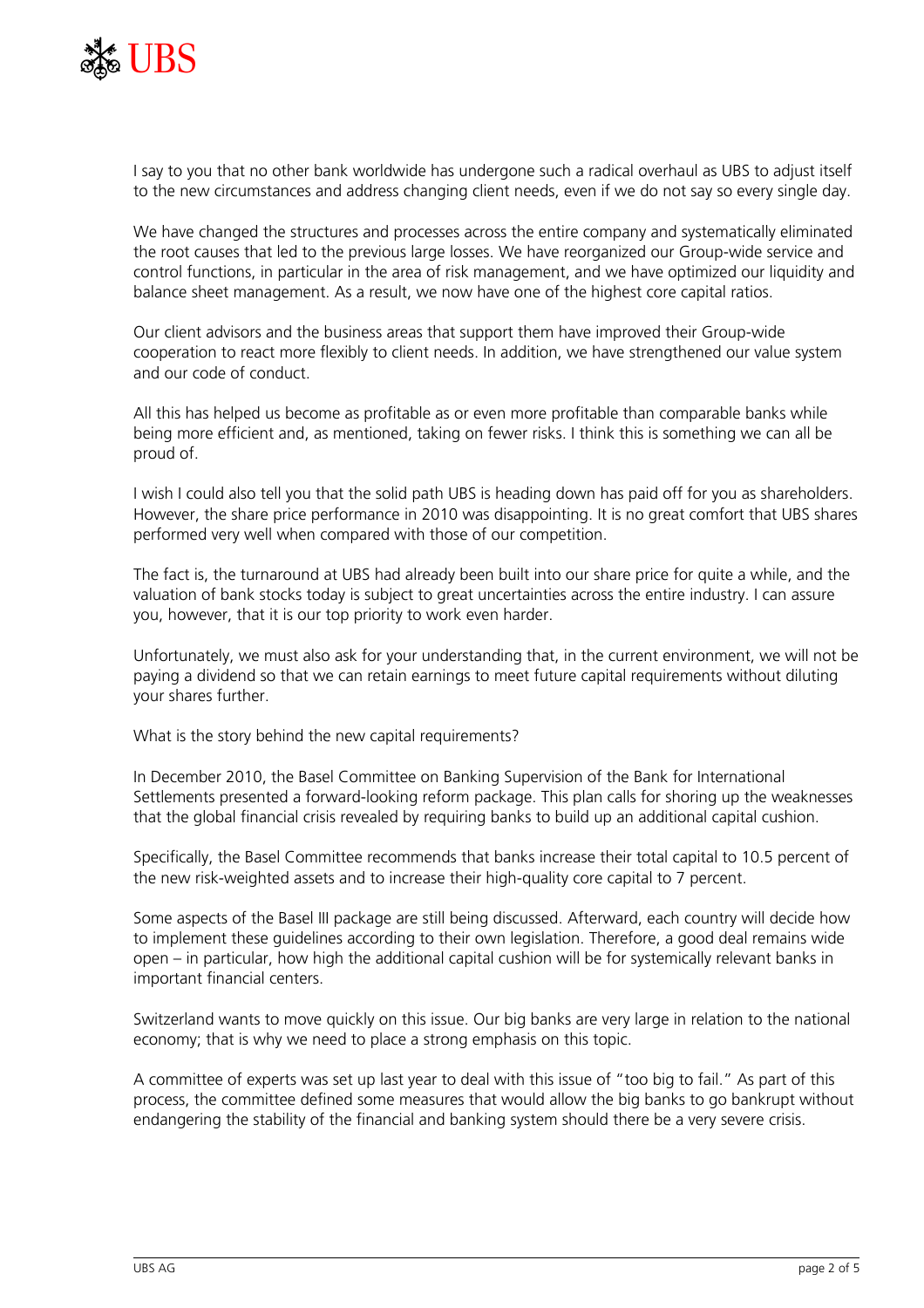I say to you that no other bank worldwide has undergone such a radical overhaul as UBS to adjust itself to the new circumstances and address changing client needs, even if we do not say so every single day.

We have changed the structures and processes across the entire company and systematically eliminated the root causes that led to the previous large losses. We have reorganized our Group-wide service and control functions, in particular in the area of risk management, and we have optimized our liquidity and balance sheet management. As a result, we now have one of the highest core capital ratios.

Our client advisors and the business areas that support them have improved their Group-wide cooperation to react more flexibly to client needs. In addition, we have strengthened our value system and our code of conduct.

All this has helped us become as profitable as or even more profitable than comparable banks while being more efficient and, as mentioned, taking on fewer risks. I think this is something we can all be proud of.

I wish I could also tell you that the solid path UBS is heading down has paid off for you as shareholders. However, the share price performance in 2010 was disappointing. It is no great comfort that UBS shares performed very well when compared with those of our competition.

The fact is, the turnaround at UBS had already been built into our share price for quite a while, and the valuation of bank stocks today is subject to great uncertainties across the entire industry. I can assure you, however, that it is our top priority to work even harder.

Unfortunately, we must also ask for your understanding that, in the current environment, we will not be paying a dividend so that we can retain earnings to meet future capital requirements without diluting your shares further.

What is the story behind the new capital requirements?

In December 2010, the Basel Committee on Banking Supervision of the Bank for International Settlements presented a forward-looking reform package. This plan calls for shoring up the weaknesses that the global financial crisis revealed by requiring banks to build up an additional capital cushion.

Specifically, the Basel Committee recommends that banks increase their total capital to 10.5 percent of the new risk-weighted assets and to increase their high-quality core capital to 7 percent.

Some aspects of the Basel III package are still being discussed. Afterward, each country will decide how to implement these guidelines according to their own legislation. Therefore, a good deal remains wide open – in particular, how high the additional capital cushion will be for systemically relevant banks in important financial centers.

Switzerland wants to move quickly on this issue. Our big banks are very large in relation to the national economy; that is why we need to place a strong emphasis on this topic.

A committee of experts was set up last year to deal with this issue of "too big to fail." As part of this process, the committee defined some measures that would allow the big banks to go bankrupt without endangering the stability of the financial and banking system should there be a very severe crisis.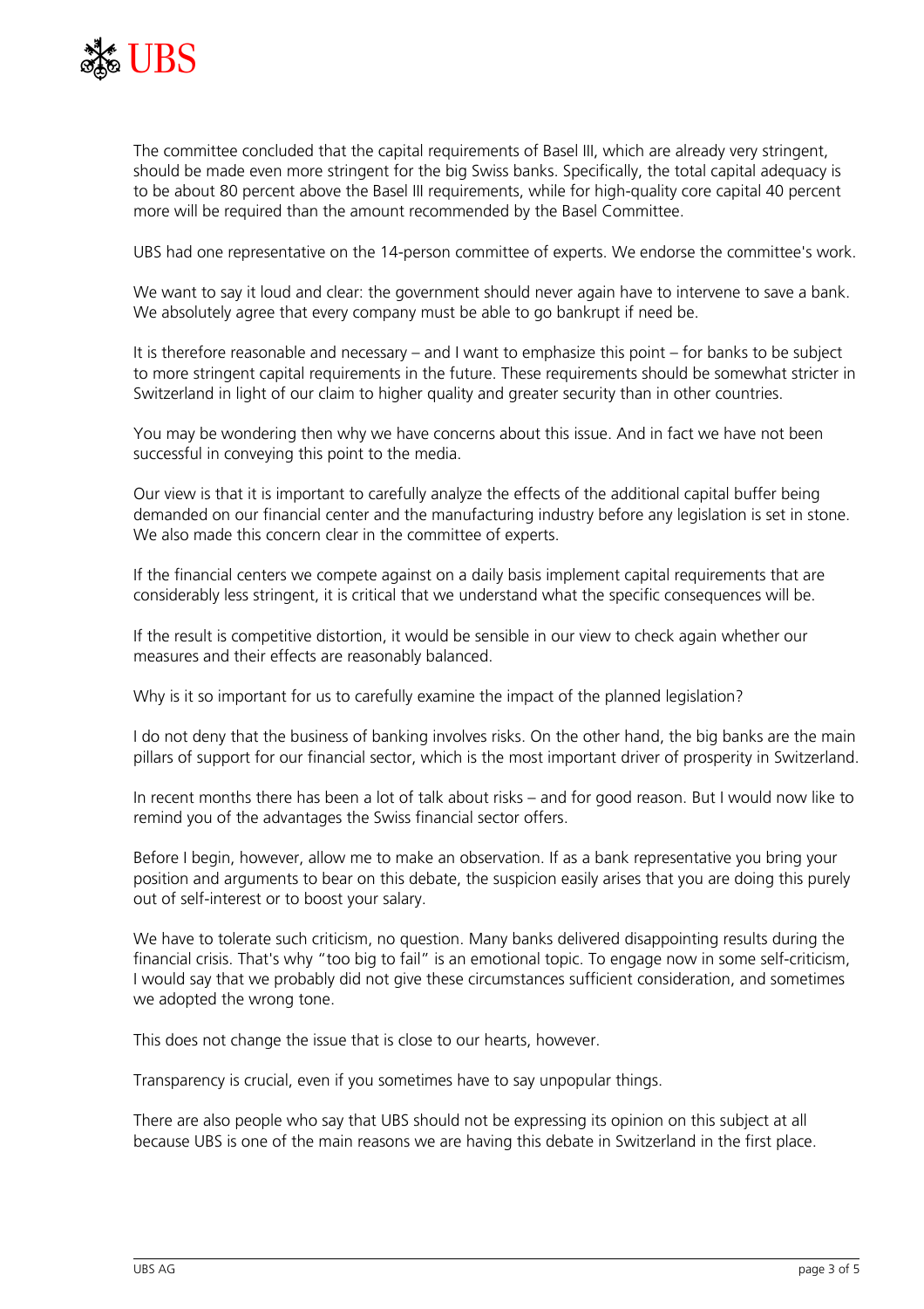The committee concluded that the capital requirements of Basel III, which are already very stringent, should be made even more stringent for the big Swiss banks. Specifically, the total capital adequacy is to be about 80 percent above the Basel III requirements, while for high-quality core capital 40 percent more will be required than the amount recommended by the Basel Committee.

UBS had one representative on the 14-person committee of experts. We endorse the committee's work.

We want to say it loud and clear: the government should never again have to intervene to save a bank. We absolutely agree that every company must be able to go bankrupt if need be.

It is therefore reasonable and necessary – and I want to emphasize this point – for banks to be subject to more stringent capital requirements in the future. These requirements should be somewhat stricter in Switzerland in light of our claim to higher quality and greater security than in other countries.

You may be wondering then why we have concerns about this issue. And in fact we have not been successful in conveying this point to the media.

Our view is that it is important to carefully analyze the effects of the additional capital buffer being demanded on our financial center and the manufacturing industry before any legislation is set in stone. We also made this concern clear in the committee of experts.

If the financial centers we compete against on a daily basis implement capital requirements that are considerably less stringent, it is critical that we understand what the specific consequences will be.

If the result is competitive distortion, it would be sensible in our view to check again whether our measures and their effects are reasonably balanced.

Why is it so important for us to carefully examine the impact of the planned legislation?

I do not deny that the business of banking involves risks. On the other hand, the big banks are the main pillars of support for our financial sector, which is the most important driver of prosperity in Switzerland.

In recent months there has been a lot of talk about risks – and for good reason. But I would now like to remind you of the advantages the Swiss financial sector offers.

Before I begin, however, allow me to make an observation. If as a bank representative you bring your position and arguments to bear on this debate, the suspicion easily arises that you are doing this purely out of self-interest or to boost your salary.

We have to tolerate such criticism, no question. Many banks delivered disappointing results during the financial crisis. That's why "too big to fail" is an emotional topic. To engage now in some self-criticism, I would say that we probably did not give these circumstances sufficient consideration, and sometimes we adopted the wrong tone.

This does not change the issue that is close to our hearts, however.

Transparency is crucial, even if you sometimes have to say unpopular things.

There are also people who say that UBS should not be expressing its opinion on this subject at all because UBS is one of the main reasons we are having this debate in Switzerland in the first place.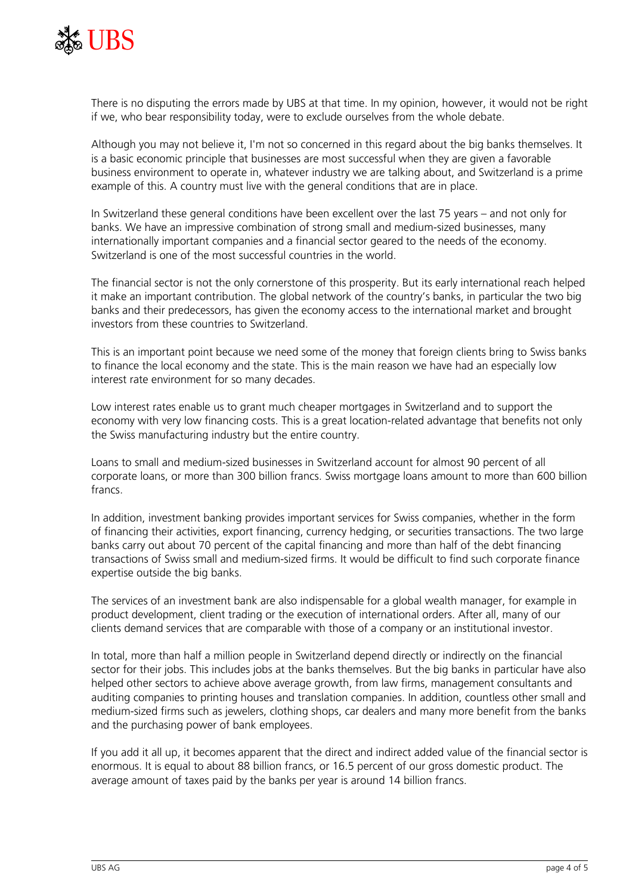There is no disputing the errors made by UBS at that time. In my opinion, however, it would not be right if we, who bear responsibility today, were to exclude ourselves from the whole debate.

Although you may not believe it, I'm not so concerned in this regard about the big banks themselves. It is a basic economic principle that businesses are most successful when they are given a favorable business environment to operate in, whatever industry we are talking about, and Switzerland is a prime example of this. A country must live with the general conditions that are in place.

In Switzerland these general conditions have been excellent over the last 75 years – and not only for banks. We have an impressive combination of strong small and medium-sized businesses, many internationally important companies and a financial sector geared to the needs of the economy. Switzerland is one of the most successful countries in the world.

The financial sector is not the only cornerstone of this prosperity. But its early international reach helped it make an important contribution. The global network of the country's banks, in particular the two big banks and their predecessors, has given the economy access to the international market and brought investors from these countries to Switzerland.

This is an important point because we need some of the money that foreign clients bring to Swiss banks to finance the local economy and the state. This is the main reason we have had an especially low interest rate environment for so many decades.

Low interest rates enable us to grant much cheaper mortgages in Switzerland and to support the economy with very low financing costs. This is a great location-related advantage that benefits not only the Swiss manufacturing industry but the entire country.

Loans to small and medium-sized businesses in Switzerland account for almost 90 percent of all corporate loans, or more than 300 billion francs. Swiss mortgage loans amount to more than 600 billion francs.

In addition, investment banking provides important services for Swiss companies, whether in the form of financing their activities, export financing, currency hedging, or securities transactions. The two large banks carry out about 70 percent of the capital financing and more than half of the debt financing transactions of Swiss small and medium-sized firms. It would be difficult to find such corporate finance expertise outside the big banks.

The services of an investment bank are also indispensable for a global wealth manager, for example in product development, client trading or the execution of international orders. After all, many of our clients demand services that are comparable with those of a company or an institutional investor.

In total, more than half a million people in Switzerland depend directly or indirectly on the financial sector for their jobs. This includes jobs at the banks themselves. But the big banks in particular have also helped other sectors to achieve above average growth, from law firms, management consultants and auditing companies to printing houses and translation companies. In addition, countless other small and medium-sized firms such as jewelers, clothing shops, car dealers and many more benefit from the banks and the purchasing power of bank employees.

If you add it all up, it becomes apparent that the direct and indirect added value of the financial sector is enormous. It is equal to about 88 billion francs, or 16.5 percent of our gross domestic product. The average amount of taxes paid by the banks per year is around 14 billion francs.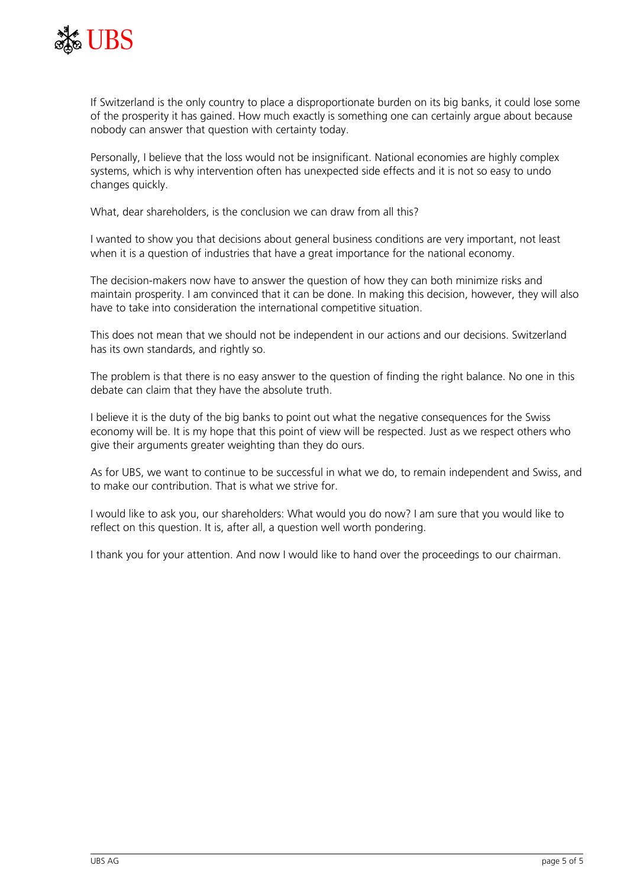If Switzerland is the only country to place a disproportionate burden on its big banks, it could lose some of the prosperity it has gained. How much exactly is something one can certainly argue about because nobody can answer that question with certainty today.

Personally, I believe that the loss would not be insignificant. National economies are highly complex systems, which is why intervention often has unexpected side effects and it is not so easy to undo changes quickly.

What, dear shareholders, is the conclusion we can draw from all this?

I wanted to show you that decisions about general business conditions are very important, not least when it is a question of industries that have a great importance for the national economy.

The decision-makers now have to answer the question of how they can both minimize risks and maintain prosperity. I am convinced that it can be done. In making this decision, however, they will also have to take into consideration the international competitive situation.

This does not mean that we should not be independent in our actions and our decisions. Switzerland has its own standards, and rightly so.

The problem is that there is no easy answer to the question of finding the right balance. No one in this debate can claim that they have the absolute truth.

I believe it is the duty of the big banks to point out what the negative consequences for the Swiss economy will be. It is my hope that this point of view will be respected. Just as we respect others who give their arguments greater weighting than they do ours.

As for UBS, we want to continue to be successful in what we do, to remain independent and Swiss, and to make our contribution. That is what we strive for.

I would like to ask you, our shareholders: What would you do now? I am sure that you would like to reflect on this question. It is, after all, a question well worth pondering.

I thank you for your attention. And now I would like to hand over the proceedings to our chairman.